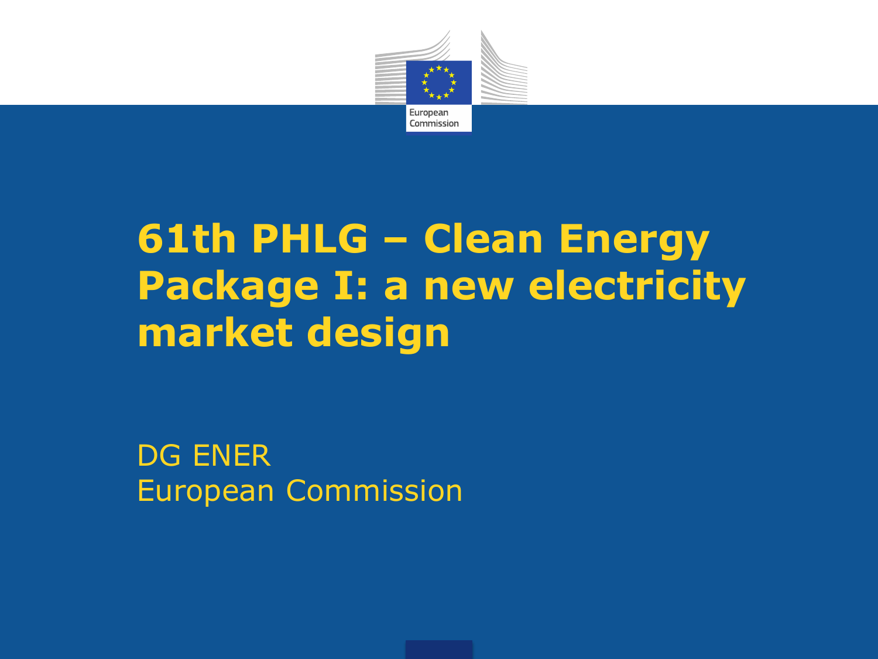# 61th PHLG – Clean Energy Package I: a new electricity market design

DG ENER
European Commission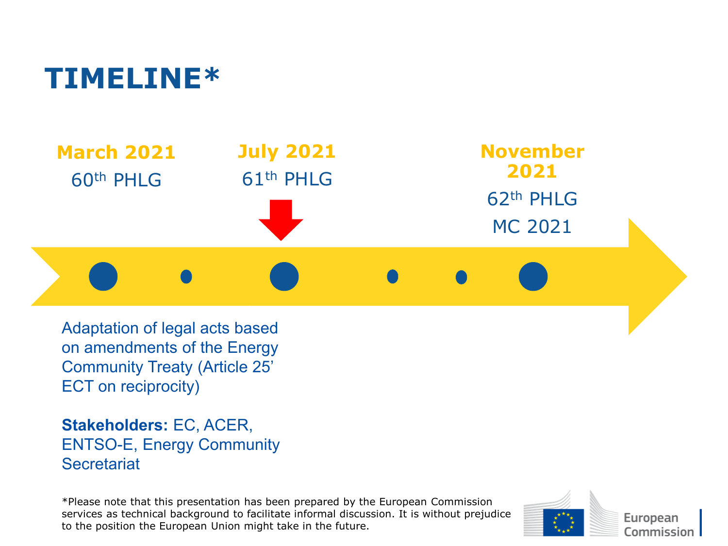# TIMELINE*

**March 2021**
60th PHLG

**July 2021**
61th PHLG

**November 2021**
62th PHLG
MC 2021

Adaptation of legal acts based on amendments of the Energy Community Treaty (Article 25' ECT on reciprocity)

**Stakeholders:** EC, ACER, ENTSO-E, Energy Community Secretariat

*Please note that this presentation has been prepared by the European Commission services as technical background to facilitate informal discussion. It is without prejudice to the position the European Union might take in the future.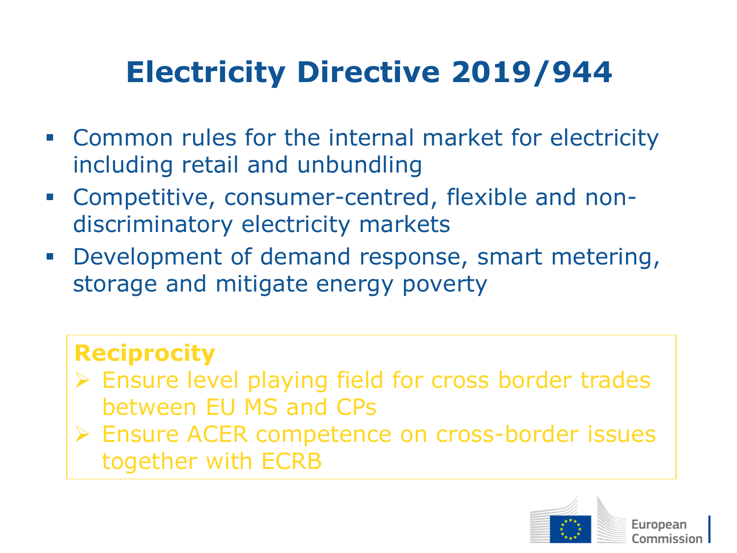# Electricity Directive 2019/944

- Common rules for the internal market for electricity including retail and unbundling
- Competitive, consumer-centred, flexible and non-discriminatory electricity markets
- Development of demand response, smart metering, storage and mitigate energy poverty

**Reciprocity**

- Ensure level playing field for cross border trades between EU MS and CPs
- Ensure ACER competence on cross-border issues together with ECRB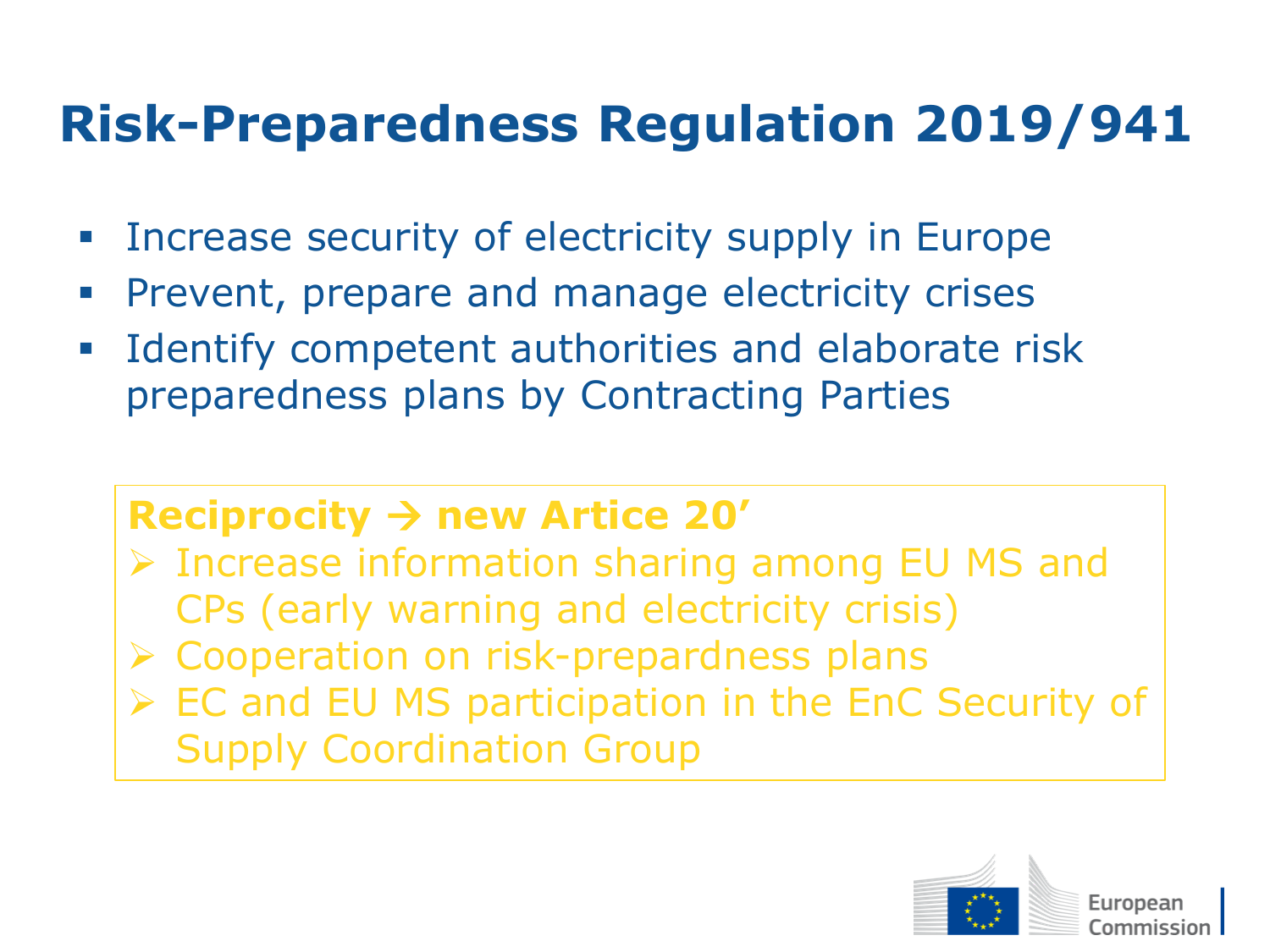# Risk-Preparedness Regulation 2019/941

- Increase security of electricity supply in Europe
- Prevent, prepare and manage electricity crises
- Identify competent authorities and elaborate risk preparedness plans by Contracting Parties

**Reciprocity → new Artice 20'**

- Increase information sharing among EU MS and CPs (early warning and electricity crisis)
- Cooperation on risk-prepardness plans
- EC and EU MS participation in the EnC Security of Supply Coordination Group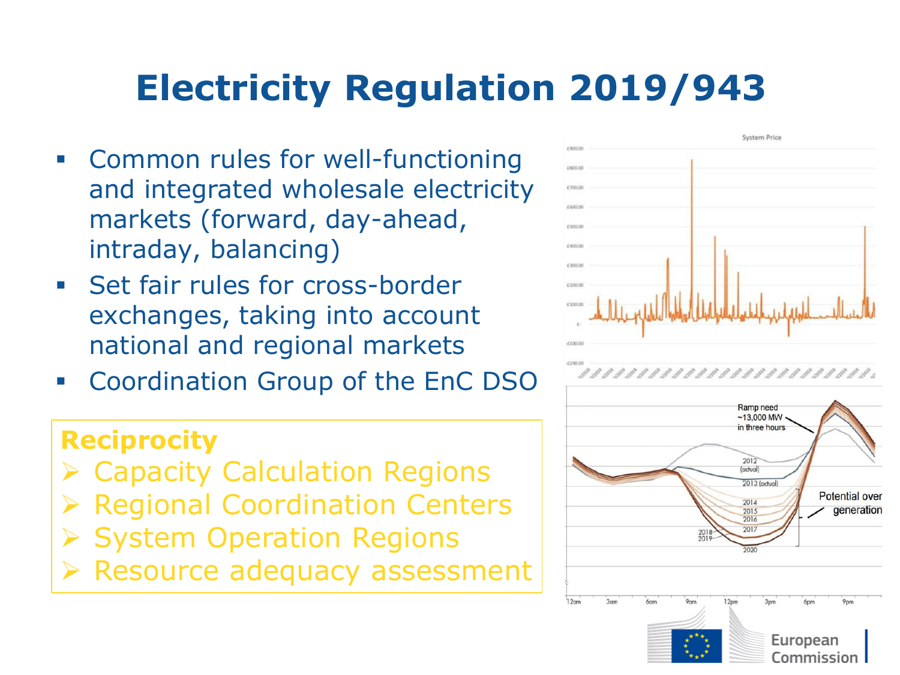# Electricity Regulation 2019/943

- Common rules for well-functioning and integrated wholesale electricity markets (forward, day-ahead, intraday, balancing)
- Set fair rules for cross-border exchanges, taking into account national and regional markets
- Coordination Group of the EnC DSO

**Reciprocity**

- Capacity Calculation Regions
- Regional Coordination Centers
- System Operation Regions
- Resource adequacy assessment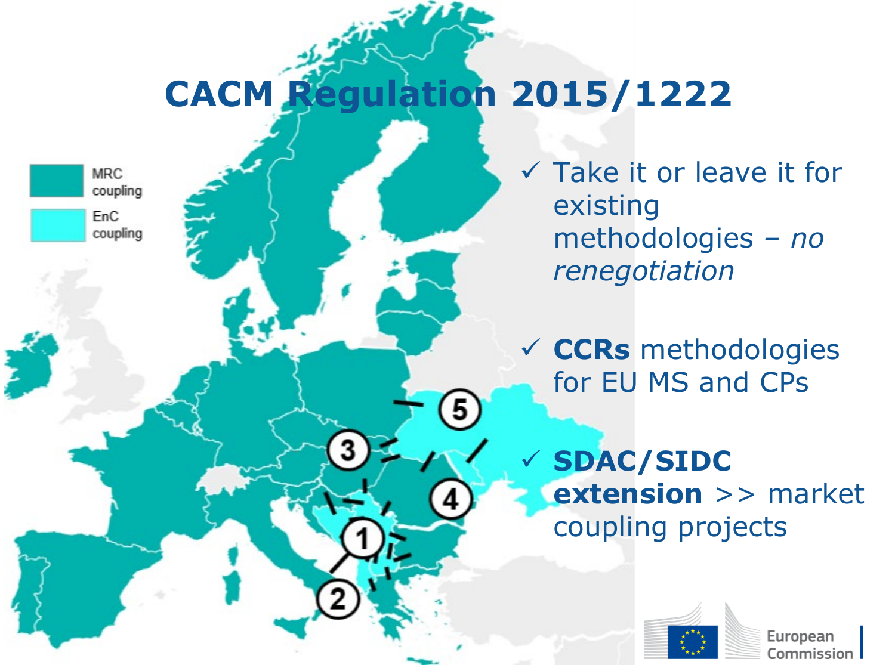# CACM Regulation 2015/1222

- ✓ Take it or leave it for existing methodologies – *no renegotiation*
- ✓ **CCRs** methodologies for EU MS and CPs
- ✓ **SDAC/SIDC extension** >> market coupling projects

MRC coupling

EnC coupling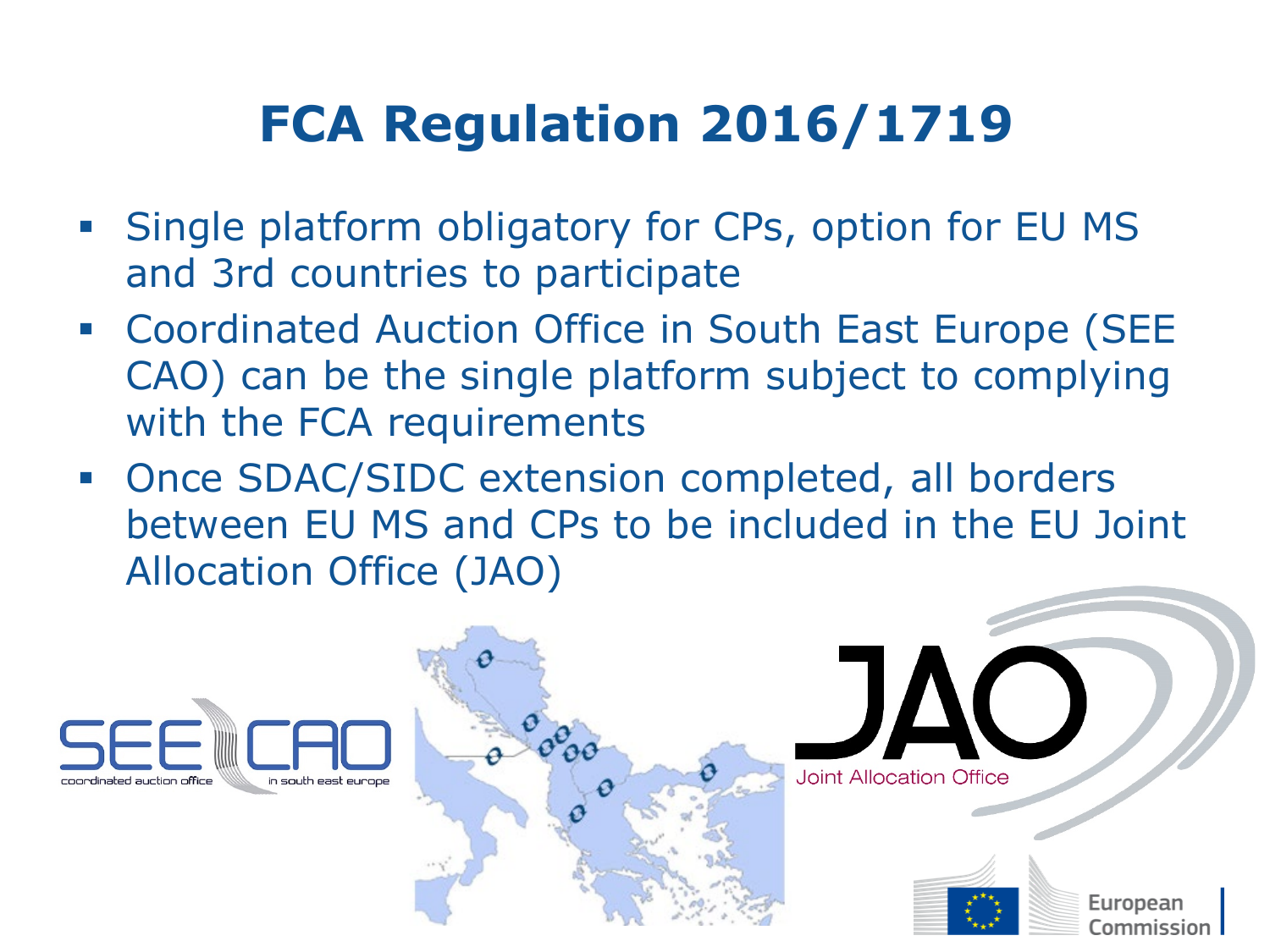# FCA Regulation 2016/1719

- Single platform obligatory for CPs, option for EU MS and 3rd countries to participate
- Coordinated Auction Office in South East Europe (SEE CAO) can be the single platform subject to complying with the FCA requirements
- Once SDAC/SIDC extension completed, all borders between EU MS and CPs to be included in the EU Joint Allocation Office (JAO)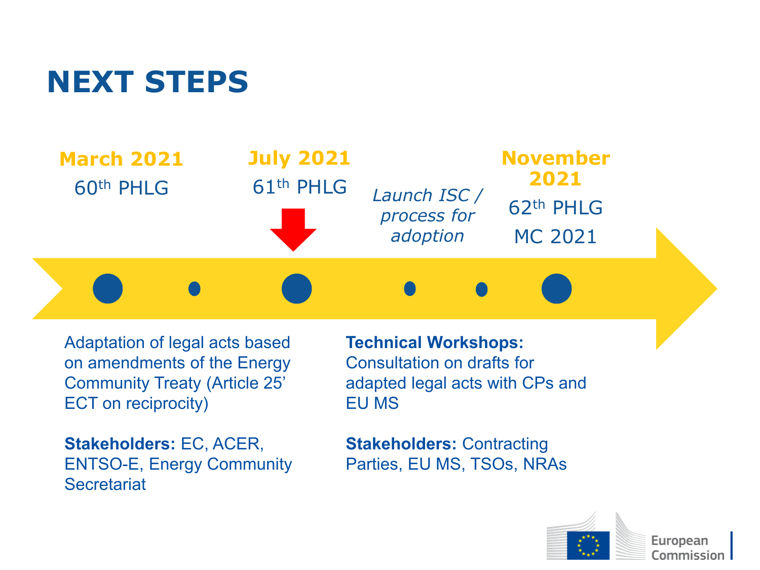# NEXT STEPS

**March 2021**
60th PHLG

**July 2021**
61th PHLG

*Launch ISC / process for adoption*

**November 2021**
62th PHLG
MC 2021

Adaptation of legal acts based on amendments of the Energy Community Treaty (Article 25' ECT on reciprocity)

**Stakeholders:** EC, ACER, ENTSO-E, Energy Community Secretariat

**Technical Workshops:** Consultation on drafts for adapted legal acts with CPs and EU MS

**Stakeholders:** Contracting Parties, EU MS, TSOs, NRAs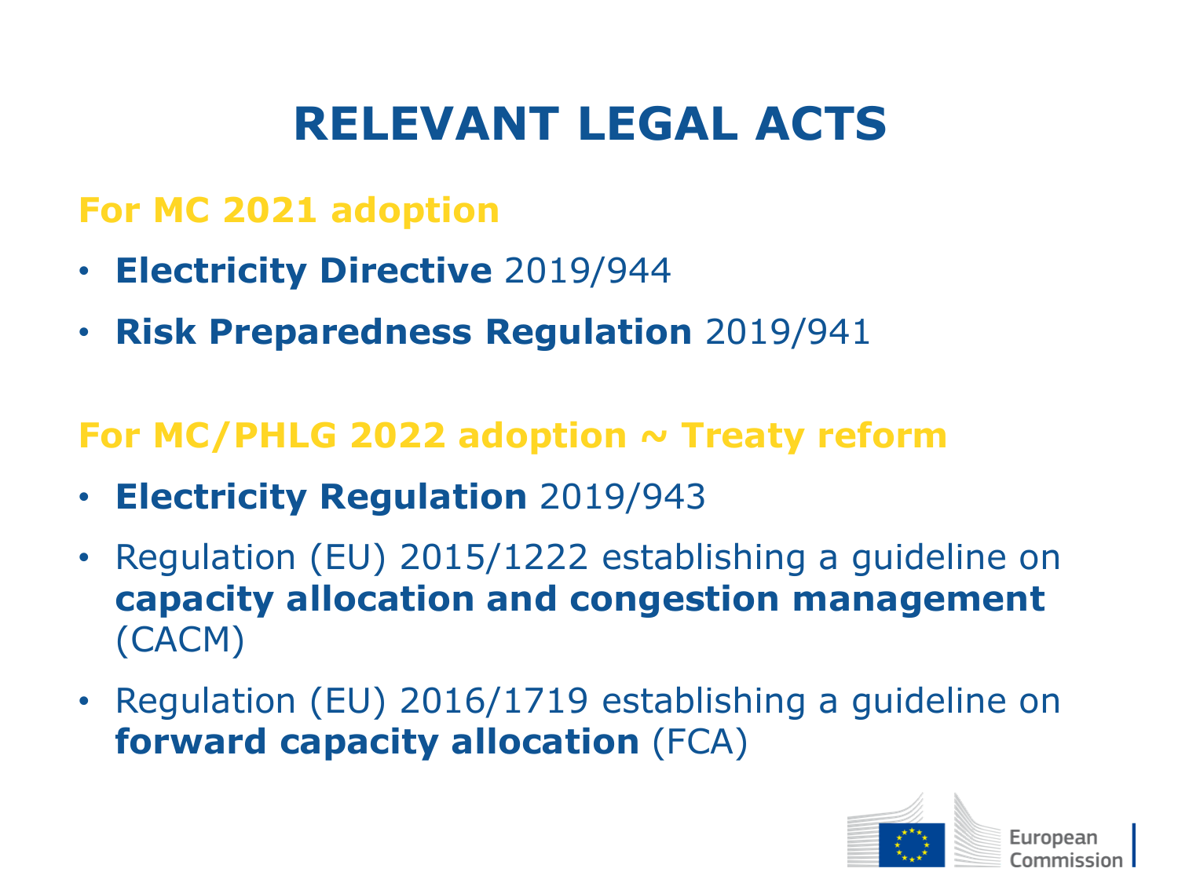# RELEVANT LEGAL ACTS

## For MC 2021 adoption

- **Electricity Directive** 2019/944
- **Risk Preparedness Regulation** 2019/941

## For MC/PHLG 2022 adoption ~ Treaty reform

- **Electricity Regulation** 2019/943
- Regulation (EU) 2015/1222 establishing a guideline on **capacity allocation and congestion management** (CACM)
- Regulation (EU) 2016/1719 establishing a guideline on **forward capacity allocation** (FCA)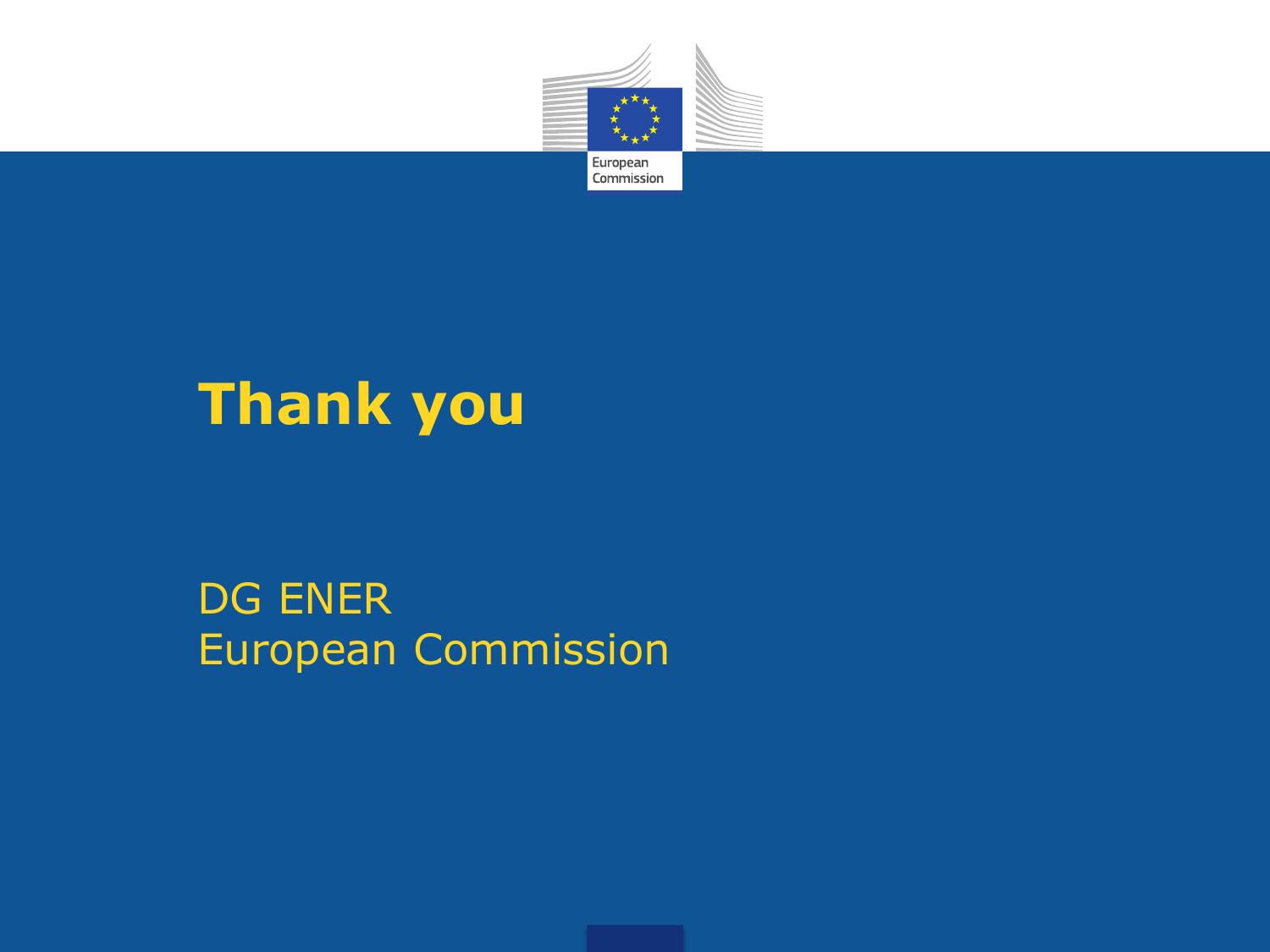# Thank you

DG ENER
European Commission